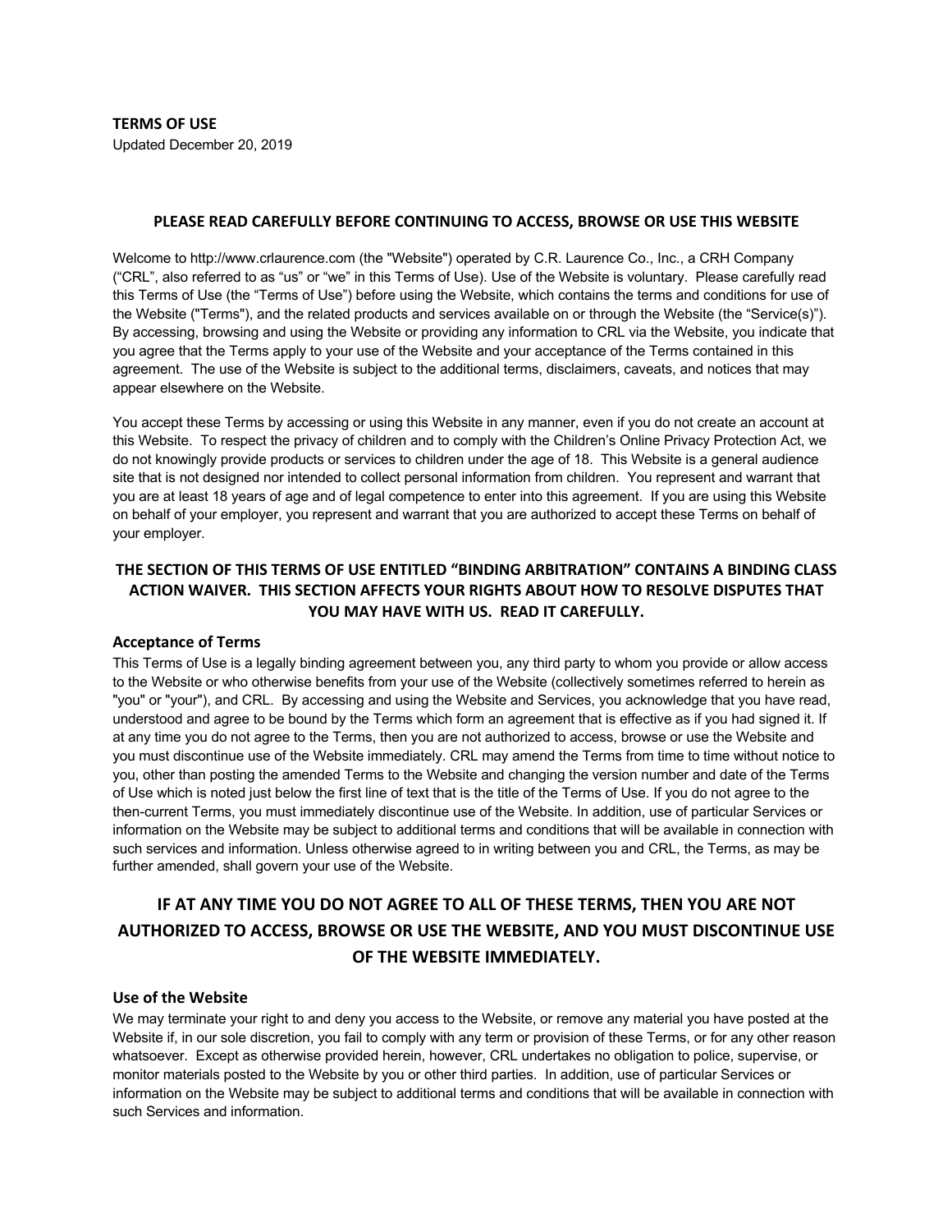**TERMS OF USE**

Updated December 20, 2019

**PLEASE READ CAREFULLY BEFORE CONTINUING TO ACCESS, BROWSE OR USE THIS WEBSITE**

Welcome to http://www.crlaurence.com (the "Website") operated by C.R. Laurence Co., Inc., a CRH Company ("CRL", also referred to as "us" or "we" in this Terms of Use). Use of the Website is voluntary. Please carefully read this Terms of Use (the "Terms of Use") before using the Website, which contains the terms and conditions for use of the Website ("Terms"), and the related products and services available on or through the Website (the "Service(s)"). By accessing, browsing and using the Website or providing any information to CRL via the Website, you indicate that you agree that the Terms apply to your use of the Website and your acceptance of the Terms contained in this agreement. The use of the Website is subject to the additional terms, disclaimers, caveats, and notices that may appear elsewhere on the Website.

You accept these Terms by accessing or using this Website in any manner, even if you do not create an account at this Website. To respect the privacy of children and to comply with the Children's Online Privacy Protection Act, we do not knowingly provide products or services to children under the age of 18. This Website is a general audience site that is not designed nor intended to collect personal information from children. You represent and warrant that you are at least 18 years of age and of legal competence to enter into this agreement. If you are using this Website on behalf of your employer, you represent and warrant that you are authorized to accept these Terms on behalf of your employer.

**THE SECTION OF THIS TERMS OF USE ENTITLED "BINDING ARBITRATION" CONTAINS A BINDING CLASS ACTION WAIVER. THIS SECTION AFFECTS YOUR RIGHTS ABOUT HOW TO RESOLVE DISPUTES THAT YOU MAY HAVE WITH US. READ IT CAREFULLY.**

### Acceptance of Terms

This Terms of Use is a legally binding agreement between you, any third party to whom you provide or allow access to the Website or who otherwise benefits from your use of the Website (collectively sometimes referred to herein as "you" or "your"), and CRL. By accessing and using the Website and Services, you acknowledge that you have read, understood and agree to be bound by the Terms which form an agreement that is effective as if you had signed it. If at any time you do not agree to the Terms, then you are not authorized to access, browse or use the Website and you must discontinue use of the Website immediately. CRL may amend the Terms from time to time without notice to you, other than posting the amended Terms to the Website and changing the version number and date of the Terms of Use which is noted just below the first line of text that is the title of the Terms of Use. If you do not agree to the then-current Terms, you must immediately discontinue use of the Website. In addition, use of particular Services or information on the Website may be subject to additional terms and conditions that will be available in connection with such services and information. Unless otherwise agreed to in writing between you and CRL, the Terms, as may be further amended, shall govern your use of the Website.

**IF AT ANY TIME YOU DO NOT AGREE TO ALL OF THESE TERMS, THEN YOU ARE NOT AUTHORIZED TO ACCESS, BROWSE OR USE THE WEBSITE, AND YOU MUST DISCONTINUE USE OF THE WEBSITE IMMEDIATELY.**

### Use of the Website

We may terminate your right to and deny you access to the Website, or remove any material you have posted at the Website if, in our sole discretion, you fail to comply with any term or provision of these Terms, or for any other reason whatsoever. Except as otherwise provided herein, however, CRL undertakes no obligation to police, supervise, or monitor materials posted to the Website by you or other third parties. In addition, use of particular Services or information on the Website may be subject to additional terms and conditions that will be available in connection with such Services and information.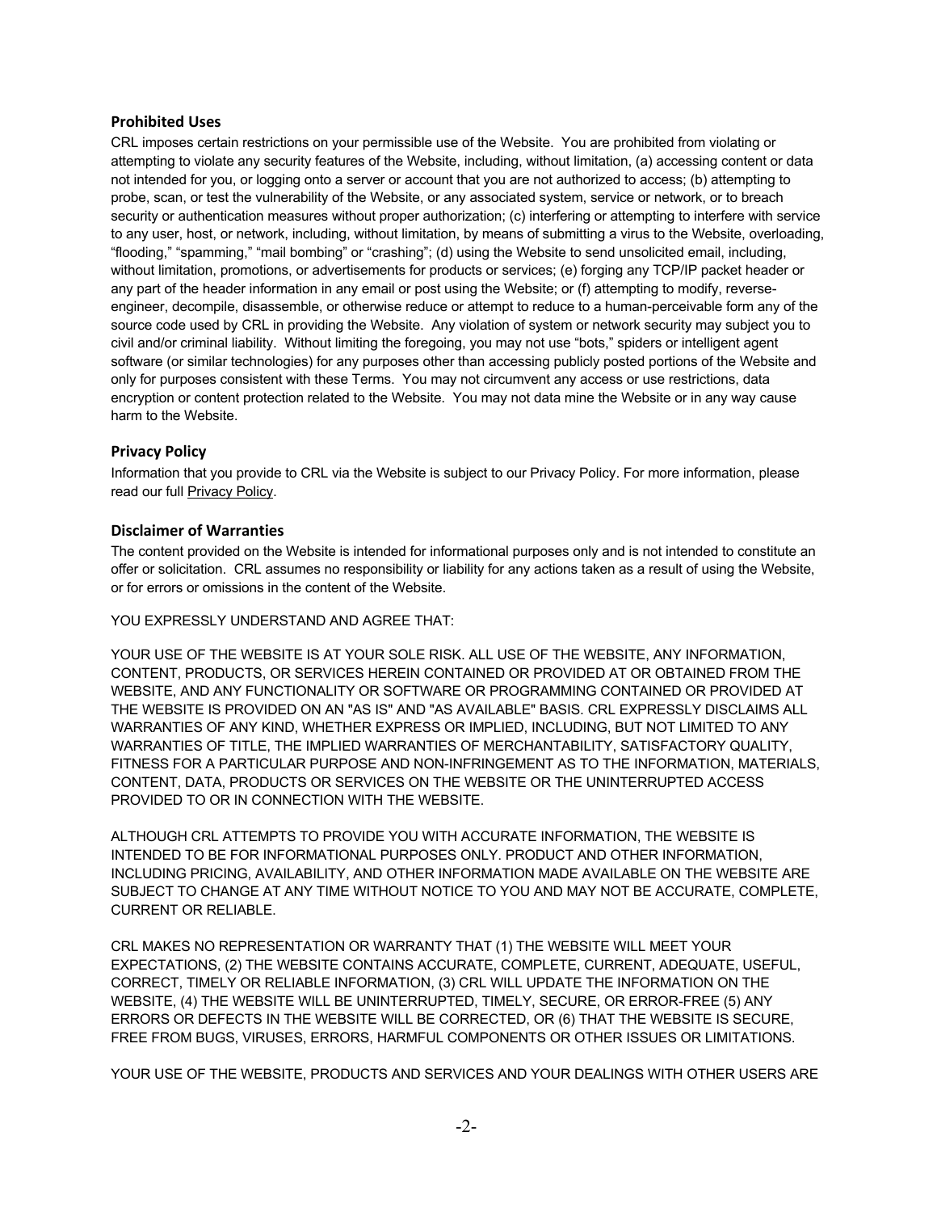## Prohibited Uses

CRL imposes certain restrictions on your permissible use of the Website. You are prohibited from violating or attempting to violate any security features of the Website, including, without limitation, (a) accessing content or data not intended for you, or logging onto a server or account that you are not authorized to access; (b) attempting to probe, scan, or test the vulnerability of the Website, or any associated system, service or network, or to breach security or authentication measures without proper authorization; (c) interfering or attempting to interfere with service to any user, host, or network, including, without limitation, by means of submitting a virus to the Website, overloading, “flooding,” “spamming,” “mail bombing” or “crashing”; (d) using the Website to send unsolicited email, including, without limitation, promotions, or advertisements for products or services; (e) forging any TCP/IP packet header or any part of the header information in any email or post using the Website; or (f) attempting to modify, reverse-engineer, decompile, disassemble, or otherwise reduce or attempt to reduce to a human-perceivable form any of the source code used by CRL in providing the Website. Any violation of system or network security may subject you to civil and/or criminal liability. Without limiting the foregoing, you may not use “bots,” spiders or intelligent agent software (or similar technologies) for any purposes other than accessing publicly posted portions of the Website and only for purposes consistent with these Terms. You may not circumvent any access or use restrictions, data encryption or content protection related to the Website. You may not data mine the Website or in any way cause harm to the Website.

## Privacy Policy

Information that you provide to CRL via the Website is subject to our Privacy Policy. For more information, please read our full Privacy Policy.

## Disclaimer of Warranties

The content provided on the Website is intended for informational purposes only and is not intended to constitute an offer or solicitation. CRL assumes no responsibility or liability for any actions taken as a result of using the Website, or for errors or omissions in the content of the Website.

YOU EXPRESSLY UNDERSTAND AND AGREE THAT:

YOUR USE OF THE WEBSITE IS AT YOUR SOLE RISK. ALL USE OF THE WEBSITE, ANY INFORMATION, CONTENT, PRODUCTS, OR SERVICES HEREIN CONTAINED OR PROVIDED AT OR OBTAINED FROM THE WEBSITE, AND ANY FUNCTIONALITY OR SOFTWARE OR PROGRAMMING CONTAINED OR PROVIDED AT THE WEBSITE IS PROVIDED ON AN "AS IS" AND "AS AVAILABLE" BASIS. CRL EXPRESSLY DISCLAIMS ALL WARRANTIES OF ANY KIND, WHETHER EXPRESS OR IMPLIED, INCLUDING, BUT NOT LIMITED TO ANY WARRANTIES OF TITLE, THE IMPLIED WARRANTIES OF MERCHANTABILITY, SATISFACTORY QUALITY, FITNESS FOR A PARTICULAR PURPOSE AND NON-INFRINGEMENT AS TO THE INFORMATION, MATERIALS, CONTENT, DATA, PRODUCTS OR SERVICES ON THE WEBSITE OR THE UNINTERRUPTED ACCESS PROVIDED TO OR IN CONNECTION WITH THE WEBSITE.

ALTHOUGH CRL ATTEMPTS TO PROVIDE YOU WITH ACCURATE INFORMATION, THE WEBSITE IS INTENDED TO BE FOR INFORMATIONAL PURPOSES ONLY. PRODUCT AND OTHER INFORMATION, INCLUDING PRICING, AVAILABILITY, AND OTHER INFORMATION MADE AVAILABLE ON THE WEBSITE ARE SUBJECT TO CHANGE AT ANY TIME WITHOUT NOTICE TO YOU AND MAY NOT BE ACCURATE, COMPLETE, CURRENT OR RELIABLE.

CRL MAKES NO REPRESENTATION OR WARRANTY THAT (1) THE WEBSITE WILL MEET YOUR EXPECTATIONS, (2) THE WEBSITE CONTAINS ACCURATE, COMPLETE, CURRENT, ADEQUATE, USEFUL, CORRECT, TIMELY OR RELIABLE INFORMATION, (3) CRL WILL UPDATE THE INFORMATION ON THE WEBSITE, (4) THE WEBSITE WILL BE UNINTERRUPTED, TIMELY, SECURE, OR ERROR-FREE (5) ANY ERRORS OR DEFECTS IN THE WEBSITE WILL BE CORRECTED, OR (6) THAT THE WEBSITE IS SECURE, FREE FROM BUGS, VIRUSES, ERRORS, HARMFUL COMPONENTS OR OTHER ISSUES OR LIMITATIONS.

YOUR USE OF THE WEBSITE, PRODUCTS AND SERVICES AND YOUR DEALINGS WITH OTHER USERS ARE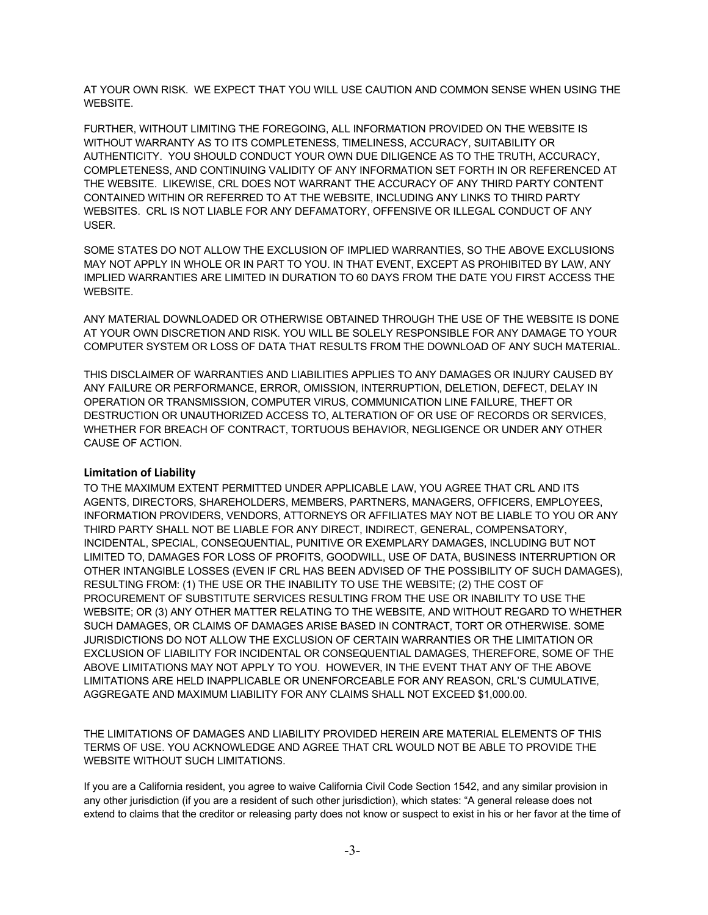AT YOUR OWN RISK. WE EXPECT THAT YOU WILL USE CAUTION AND COMMON SENSE WHEN USING THE WEBSITE.

FURTHER, WITHOUT LIMITING THE FOREGOING, ALL INFORMATION PROVIDED ON THE WEBSITE IS WITHOUT WARRANTY AS TO ITS COMPLETENESS, TIMELINESS, ACCURACY, SUITABILITY OR AUTHENTICITY. YOU SHOULD CONDUCT YOUR OWN DUE DILIGENCE AS TO THE TRUTH, ACCURACY, COMPLETENESS, AND CONTINUING VALIDITY OF ANY INFORMATION SET FORTH IN OR REFERENCED AT THE WEBSITE. LIKEWISE, CRL DOES NOT WARRANT THE ACCURACY OF ANY THIRD PARTY CONTENT CONTAINED WITHIN OR REFERRED TO AT THE WEBSITE, INCLUDING ANY LINKS TO THIRD PARTY WEBSITES. CRL IS NOT LIABLE FOR ANY DEFAMATORY, OFFENSIVE OR ILLEGAL CONDUCT OF ANY USER.

SOME STATES DO NOT ALLOW THE EXCLUSION OF IMPLIED WARRANTIES, SO THE ABOVE EXCLUSIONS MAY NOT APPLY IN WHOLE OR IN PART TO YOU. IN THAT EVENT, EXCEPT AS PROHIBITED BY LAW, ANY IMPLIED WARRANTIES ARE LIMITED IN DURATION TO 60 DAYS FROM THE DATE YOU FIRST ACCESS THE WEBSITE.

ANY MATERIAL DOWNLOADED OR OTHERWISE OBTAINED THROUGH THE USE OF THE WEBSITE IS DONE AT YOUR OWN DISCRETION AND RISK. YOU WILL BE SOLELY RESPONSIBLE FOR ANY DAMAGE TO YOUR COMPUTER SYSTEM OR LOSS OF DATA THAT RESULTS FROM THE DOWNLOAD OF ANY SUCH MATERIAL.

THIS DISCLAIMER OF WARRANTIES AND LIABILITIES APPLIES TO ANY DAMAGES OR INJURY CAUSED BY ANY FAILURE OR PERFORMANCE, ERROR, OMISSION, INTERRUPTION, DELETION, DEFECT, DELAY IN OPERATION OR TRANSMISSION, COMPUTER VIRUS, COMMUNICATION LINE FAILURE, THEFT OR DESTRUCTION OR UNAUTHORIZED ACCESS TO, ALTERATION OF OR USE OF RECORDS OR SERVICES, WHETHER FOR BREACH OF CONTRACT, TORTUOUS BEHAVIOR, NEGLIGENCE OR UNDER ANY OTHER CAUSE OF ACTION.

## Limitation of Liability

TO THE MAXIMUM EXTENT PERMITTED UNDER APPLICABLE LAW, YOU AGREE THAT CRL AND ITS AGENTS, DIRECTORS, SHAREHOLDERS, MEMBERS, PARTNERS, MANAGERS, OFFICERS, EMPLOYEES, INFORMATION PROVIDERS, VENDORS, ATTORNEYS OR AFFILIATES MAY NOT BE LIABLE TO YOU OR ANY THIRD PARTY SHALL NOT BE LIABLE FOR ANY DIRECT, INDIRECT, GENERAL, COMPENSATORY, INCIDENTAL, SPECIAL, CONSEQUENTIAL, PUNITIVE OR EXEMPLARY DAMAGES, INCLUDING BUT NOT LIMITED TO, DAMAGES FOR LOSS OF PROFITS, GOODWILL, USE OF DATA, BUSINESS INTERRUPTION OR OTHER INTANGIBLE LOSSES (EVEN IF CRL HAS BEEN ADVISED OF THE POSSIBILITY OF SUCH DAMAGES), RESULTING FROM: (1) THE USE OR THE INABILITY TO USE THE WEBSITE; (2) THE COST OF PROCUREMENT OF SUBSTITUTE SERVICES RESULTING FROM THE USE OR INABILITY TO USE THE WEBSITE; OR (3) ANY OTHER MATTER RELATING TO THE WEBSITE, AND WITHOUT REGARD TO WHETHER SUCH DAMAGES, OR CLAIMS OF DAMAGES ARISE BASED IN CONTRACT, TORT OR OTHERWISE. SOME JURISDICTIONS DO NOT ALLOW THE EXCLUSION OF CERTAIN WARRANTIES OR THE LIMITATION OR EXCLUSION OF LIABILITY FOR INCIDENTAL OR CONSEQUENTIAL DAMAGES, THEREFORE, SOME OF THE ABOVE LIMITATIONS MAY NOT APPLY TO YOU. HOWEVER, IN THE EVENT THAT ANY OF THE ABOVE LIMITATIONS ARE HELD INAPPLICABLE OR UNENFORCEABLE FOR ANY REASON, CRL'S CUMULATIVE, AGGREGATE AND MAXIMUM LIABILITY FOR ANY CLAIMS SHALL NOT EXCEED $1,000.00.

THE LIMITATIONS OF DAMAGES AND LIABILITY PROVIDED HEREIN ARE MATERIAL ELEMENTS OF THIS TERMS OF USE. YOU ACKNOWLEDGE AND AGREE THAT CRL WOULD NOT BE ABLE TO PROVIDE THE WEBSITE WITHOUT SUCH LIMITATIONS.

If you are a California resident, you agree to waive California Civil Code Section 1542, and any similar provision in any other jurisdiction (if you are a resident of such other jurisdiction), which states: "A general release does not extend to claims that the creditor or releasing party does not know or suspect to exist in his or her favor at the time of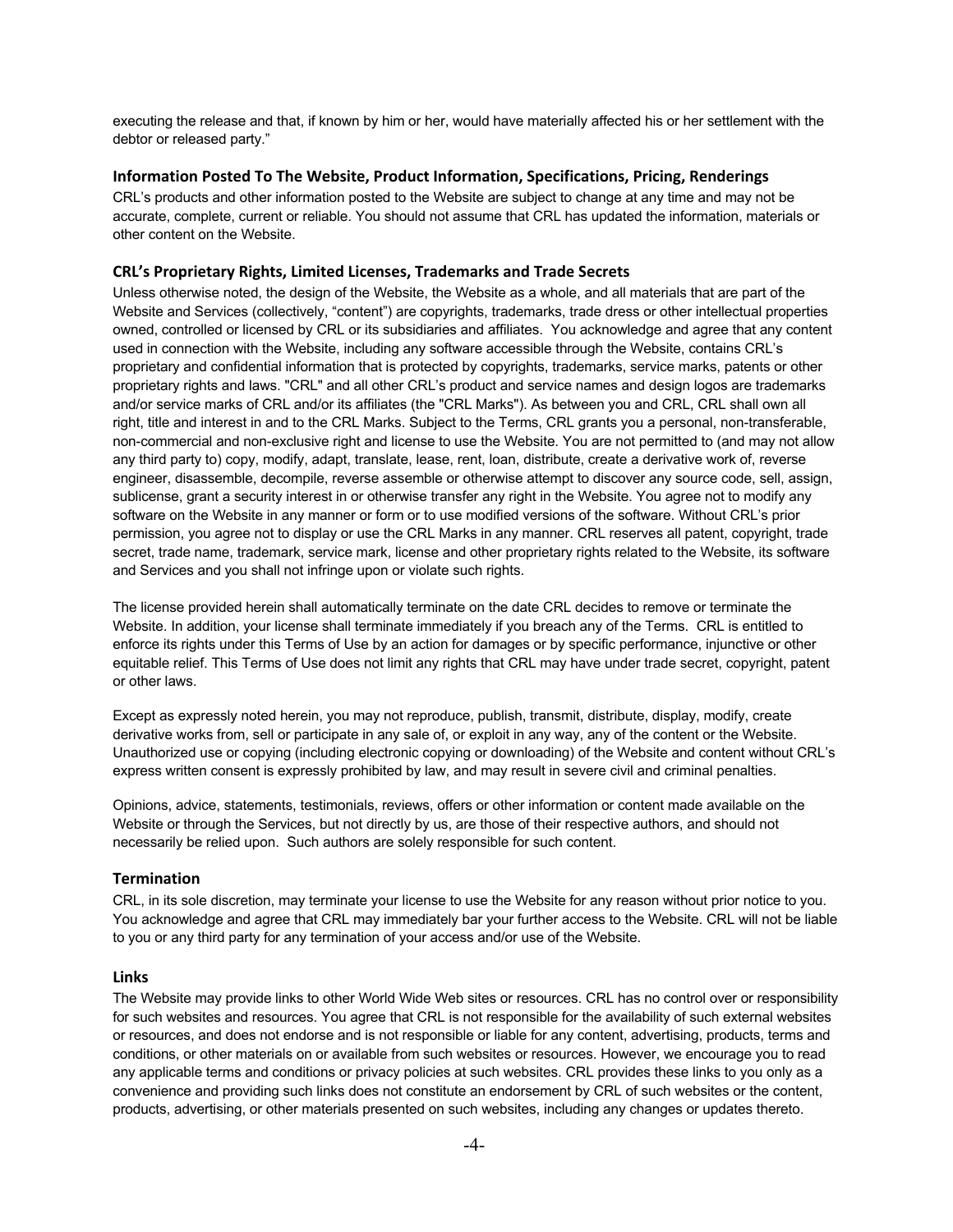executing the release and that, if known by him or her, would have materially affected his or her settlement with the debtor or released party."

### Information Posted To The Website, Product Information, Specifications, Pricing, Renderings

CRL's products and other information posted to the Website are subject to change at any time and may not be accurate, complete, current or reliable. You should not assume that CRL has updated the information, materials or other content on the Website.

### CRL's Proprietary Rights, Limited Licenses, Trademarks and Trade Secrets

Unless otherwise noted, the design of the Website, the Website as a whole, and all materials that are part of the Website and Services (collectively, "content") are copyrights, trademarks, trade dress or other intellectual properties owned, controlled or licensed by CRL or its subsidiaries and affiliates. You acknowledge and agree that any content used in connection with the Website, including any software accessible through the Website, contains CRL's proprietary and confidential information that is protected by copyrights, trademarks, service marks, patents or other proprietary rights and laws. "CRL" and all other CRL's product and service names and design logos are trademarks and/or service marks of CRL and/or its affiliates (the "CRL Marks"). As between you and CRL, CRL shall own all right, title and interest in and to the CRL Marks. Subject to the Terms, CRL grants you a personal, non-transferable, non-commercial and non-exclusive right and license to use the Website. You are not permitted to (and may not allow any third party to) copy, modify, adapt, translate, lease, rent, loan, distribute, create a derivative work of, reverse engineer, disassemble, decompile, reverse assemble or otherwise attempt to discover any source code, sell, assign, sublicense, grant a security interest in or otherwise transfer any right in the Website. You agree not to modify any software on the Website in any manner or form or to use modified versions of the software. Without CRL's prior permission, you agree not to display or use the CRL Marks in any manner. CRL reserves all patent, copyright, trade secret, trade name, trademark, service mark, license and other proprietary rights related to the Website, its software and Services and you shall not infringe upon or violate such rights.

The license provided herein shall automatically terminate on the date CRL decides to remove or terminate the Website. In addition, your license shall terminate immediately if you breach any of the Terms. CRL is entitled to enforce its rights under this Terms of Use by an action for damages or by specific performance, injunctive or other equitable relief. This Terms of Use does not limit any rights that CRL may have under trade secret, copyright, patent or other laws.

Except as expressly noted herein, you may not reproduce, publish, transmit, distribute, display, modify, create derivative works from, sell or participate in any sale of, or exploit in any way, any of the content or the Website. Unauthorized use or copying (including electronic copying or downloading) of the Website and content without CRL's express written consent is expressly prohibited by law, and may result in severe civil and criminal penalties.

Opinions, advice, statements, testimonials, reviews, offers or other information or content made available on the Website or through the Services, but not directly by us, are those of their respective authors, and should not necessarily be relied upon. Such authors are solely responsible for such content.

### Termination

CRL, in its sole discretion, may terminate your license to use the Website for any reason without prior notice to you. You acknowledge and agree that CRL may immediately bar your further access to the Website. CRL will not be liable to you or any third party for any termination of your access and/or use of the Website.

### Links

The Website may provide links to other World Wide Web sites or resources. CRL has no control over or responsibility for such websites and resources. You agree that CRL is not responsible for the availability of such external websites or resources, and does not endorse and is not responsible or liable for any content, advertising, products, terms and conditions, or other materials on or available from such websites or resources. However, we encourage you to read any applicable terms and conditions or privacy policies at such websites. CRL provides these links to you only as a convenience and providing such links does not constitute an endorsement by CRL of such websites or the content, products, advertising, or other materials presented on such websites, including any changes or updates thereto.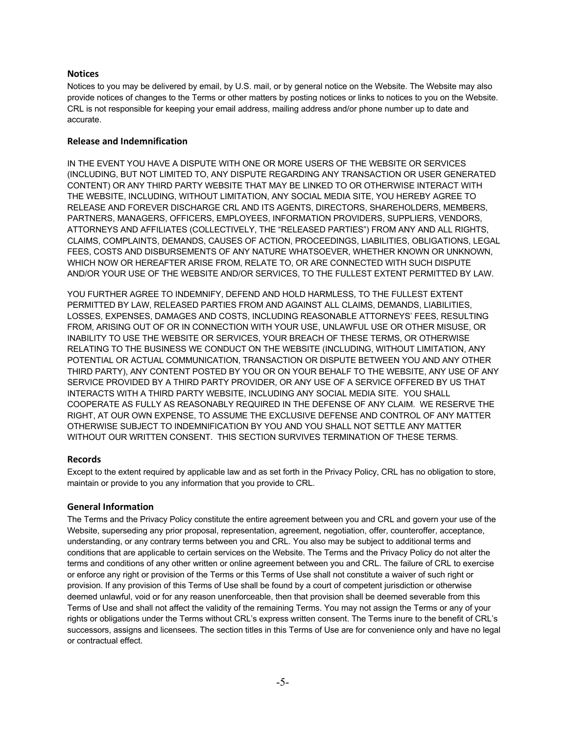## Notices

Notices to you may be delivered by email, by U.S. mail, or by general notice on the Website. The Website may also provide notices of changes to the Terms or other matters by posting notices or links to notices to you on the Website. CRL is not responsible for keeping your email address, mailing address and/or phone number up to date and accurate.

## Release and Indemnification

IN THE EVENT YOU HAVE A DISPUTE WITH ONE OR MORE USERS OF THE WEBSITE OR SERVICES (INCLUDING, BUT NOT LIMITED TO, ANY DISPUTE REGARDING ANY TRANSACTION OR USER GENERATED CONTENT) OR ANY THIRD PARTY WEBSITE THAT MAY BE LINKED TO OR OTHERWISE INTERACT WITH THE WEBSITE, INCLUDING, WITHOUT LIMITATION, ANY SOCIAL MEDIA SITE, YOU HEREBY AGREE TO RELEASE AND FOREVER DISCHARGE CRL AND ITS AGENTS, DIRECTORS, SHAREHOLDERS, MEMBERS, PARTNERS, MANAGERS, OFFICERS, EMPLOYEES, INFORMATION PROVIDERS, SUPPLIERS, VENDORS, ATTORNEYS AND AFFILIATES (COLLECTIVELY, THE "RELEASED PARTIES") FROM ANY AND ALL RIGHTS, CLAIMS, COMPLAINTS, DEMANDS, CAUSES OF ACTION, PROCEEDINGS, LIABILITIES, OBLIGATIONS, LEGAL FEES, COSTS AND DISBURSEMENTS OF ANY NATURE WHATSOEVER, WHETHER KNOWN OR UNKNOWN, WHICH NOW OR HEREAFTER ARISE FROM, RELATE TO, OR ARE CONNECTED WITH SUCH DISPUTE AND/OR YOUR USE OF THE WEBSITE AND/OR SERVICES, TO THE FULLEST EXTENT PERMITTED BY LAW.

YOU FURTHER AGREE TO INDEMNIFY, DEFEND AND HOLD HARMLESS, TO THE FULLEST EXTENT PERMITTED BY LAW, RELEASED PARTIES FROM AND AGAINST ALL CLAIMS, DEMANDS, LIABILITIES, LOSSES, EXPENSES, DAMAGES AND COSTS, INCLUDING REASONABLE ATTORNEYS' FEES, RESULTING FROM, ARISING OUT OF OR IN CONNECTION WITH YOUR USE, UNLAWFUL USE OR OTHER MISUSE, OR INABILITY TO USE THE WEBSITE OR SERVICES, YOUR BREACH OF THESE TERMS, OR OTHERWISE RELATING TO THE BUSINESS WE CONDUCT ON THE WEBSITE (INCLUDING, WITHOUT LIMITATION, ANY POTENTIAL OR ACTUAL COMMUNICATION, TRANSACTION OR DISPUTE BETWEEN YOU AND ANY OTHER THIRD PARTY), ANY CONTENT POSTED BY YOU OR ON YOUR BEHALF TO THE WEBSITE, ANY USE OF ANY SERVICE PROVIDED BY A THIRD PARTY PROVIDER, OR ANY USE OF A SERVICE OFFERED BY US THAT INTERACTS WITH A THIRD PARTY WEBSITE, INCLUDING ANY SOCIAL MEDIA SITE. YOU SHALL COOPERATE AS FULLY AS REASONABLY REQUIRED IN THE DEFENSE OF ANY CLAIM. WE RESERVE THE RIGHT, AT OUR OWN EXPENSE, TO ASSUME THE EXCLUSIVE DEFENSE AND CONTROL OF ANY MATTER OTHERWISE SUBJECT TO INDEMNIFICATION BY YOU AND YOU SHALL NOT SETTLE ANY MATTER WITHOUT OUR WRITTEN CONSENT. THIS SECTION SURVIVES TERMINATION OF THESE TERMS.

## Records

Except to the extent required by applicable law and as set forth in the Privacy Policy, CRL has no obligation to store, maintain or provide to you any information that you provide to CRL.

## General Information

The Terms and the Privacy Policy constitute the entire agreement between you and CRL and govern your use of the Website, superseding any prior proposal, representation, agreement, negotiation, offer, counteroffer, acceptance, understanding, or any contrary terms between you and CRL. You also may be subject to additional terms and conditions that are applicable to certain services on the Website. The Terms and the Privacy Policy do not alter the terms and conditions of any other written or online agreement between you and CRL. The failure of CRL to exercise or enforce any right or provision of the Terms or this Terms of Use shall not constitute a waiver of such right or provision. If any provision of this Terms of Use shall be found by a court of competent jurisdiction or otherwise deemed unlawful, void or for any reason unenforceable, then that provision shall be deemed severable from this Terms of Use and shall not affect the validity of the remaining Terms. You may not assign the Terms or any of your rights or obligations under the Terms without CRL's express written consent. The Terms inure to the benefit of CRL's successors, assigns and licensees. The section titles in this Terms of Use are for convenience only and have no legal or contractual effect.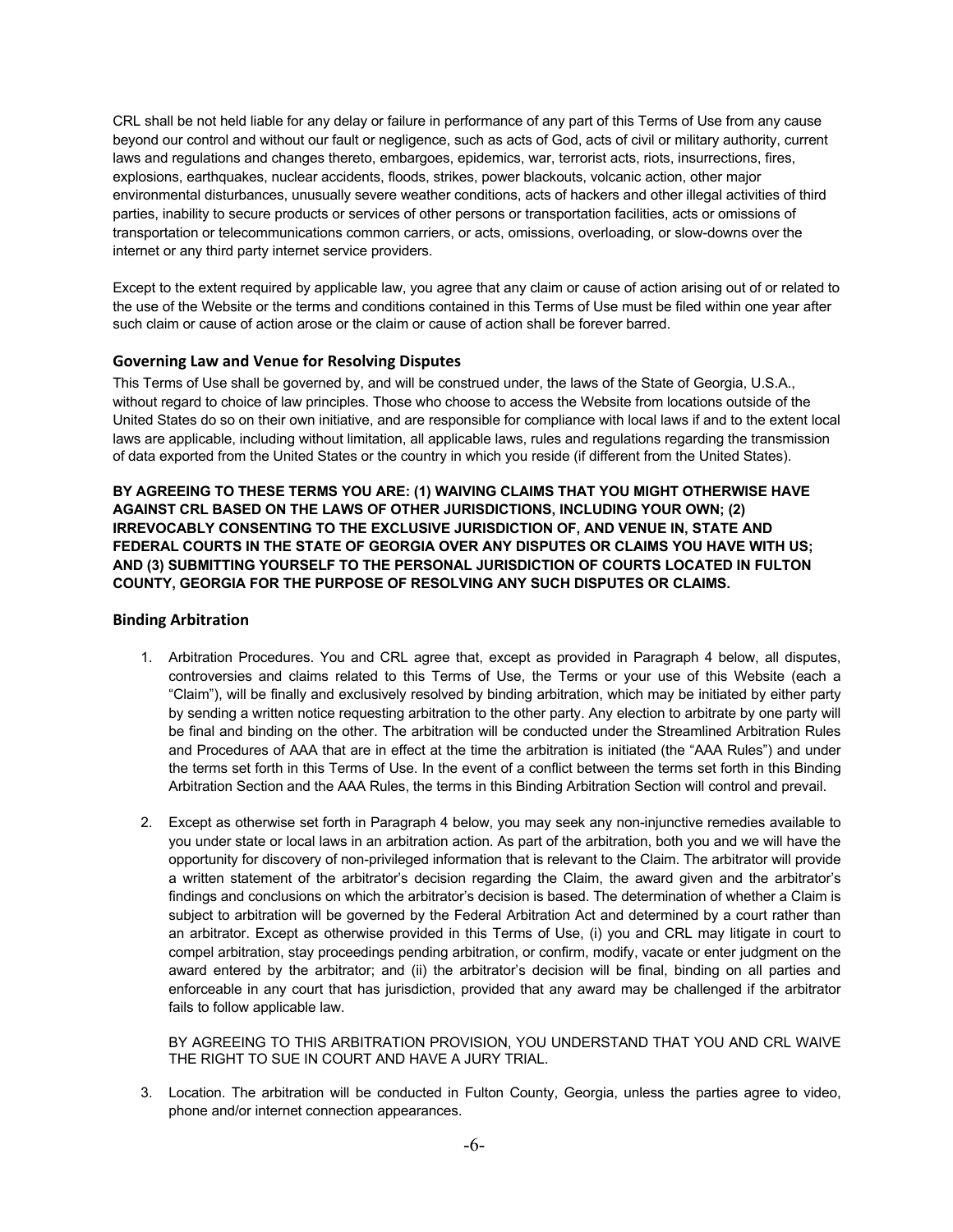CRL shall be not held liable for any delay or failure in performance of any part of this Terms of Use from any cause beyond our control and without our fault or negligence, such as acts of God, acts of civil or military authority, current laws and regulations and changes thereto, embargoes, epidemics, war, terrorist acts, riots, insurrections, fires, explosions, earthquakes, nuclear accidents, floods, strikes, power blackouts, volcanic action, other major environmental disturbances, unusually severe weather conditions, acts of hackers and other illegal activities of third parties, inability to secure products or services of other persons or transportation facilities, acts or omissions of transportation or telecommunications common carriers, or acts, omissions, overloading, or slow-downs over the internet or any third party internet service providers.

Except to the extent required by applicable law, you agree that any claim or cause of action arising out of or related to the use of the Website or the terms and conditions contained in this Terms of Use must be filed within one year after such claim or cause of action arose or the claim or cause of action shall be forever barred.

### Governing Law and Venue for Resolving Disputes

This Terms of Use shall be governed by, and will be construed under, the laws of the State of Georgia, U.S.A., without regard to choice of law principles. Those who choose to access the Website from locations outside of the United States do so on their own initiative, and are responsible for compliance with local laws if and to the extent local laws are applicable, including without limitation, all applicable laws, rules and regulations regarding the transmission of data exported from the United States or the country in which you reside (if different from the United States).

**BY AGREEING TO THESE TERMS YOU ARE: (1) WAIVING CLAIMS THAT YOU MIGHT OTHERWISE HAVE AGAINST CRL BASED ON THE LAWS OF OTHER JURISDICTIONS, INCLUDING YOUR OWN; (2) IRREVOCABLY CONSENTING TO THE EXCLUSIVE JURISDICTION OF, AND VENUE IN, STATE AND FEDERAL COURTS IN THE STATE OF GEORGIA OVER ANY DISPUTES OR CLAIMS YOU HAVE WITH US; AND (3) SUBMITTING YOURSELF TO THE PERSONAL JURISDICTION OF COURTS LOCATED IN FULTON COUNTY, GEORGIA FOR THE PURPOSE OF RESOLVING ANY SUCH DISPUTES OR CLAIMS.**

### Binding Arbitration

1. Arbitration Procedures. You and CRL agree that, except as provided in Paragraph 4 below, all disputes, controversies and claims related to this Terms of Use, the Terms or your use of this Website (each a "Claim"), will be finally and exclusively resolved by binding arbitration, which may be initiated by either party by sending a written notice requesting arbitration to the other party. Any election to arbitrate by one party will be final and binding on the other. The arbitration will be conducted under the Streamlined Arbitration Rules and Procedures of AAA that are in effect at the time the arbitration is initiated (the "AAA Rules") and under the terms set forth in this Terms of Use. In the event of a conflict between the terms set forth in this Binding Arbitration Section and the AAA Rules, the terms in this Binding Arbitration Section will control and prevail.

2. Except as otherwise set forth in Paragraph 4 below, you may seek any non-injunctive remedies available to you under state or local laws in an arbitration action. As part of the arbitration, both you and we will have the opportunity for discovery of non-privileged information that is relevant to the Claim. The arbitrator will provide a written statement of the arbitrator's decision regarding the Claim, the award given and the arbitrator's findings and conclusions on which the arbitrator's decision is based. The determination of whether a Claim is subject to arbitration will be governed by the Federal Arbitration Act and determined by a court rather than an arbitrator. Except as otherwise provided in this Terms of Use, (i) you and CRL may litigate in court to compel arbitration, stay proceedings pending arbitration, or confirm, modify, vacate or enter judgment on the award entered by the arbitrator; and (ii) the arbitrator's decision will be final, binding on all parties and enforceable in any court that has jurisdiction, provided that any award may be challenged if the arbitrator fails to follow applicable law.

   BY AGREEING TO THIS ARBITRATION PROVISION, YOU UNDERSTAND THAT YOU AND CRL WAIVE THE RIGHT TO SUE IN COURT AND HAVE A JURY TRIAL.

3. Location. The arbitration will be conducted in Fulton County, Georgia, unless the parties agree to video, phone and/or internet connection appearances.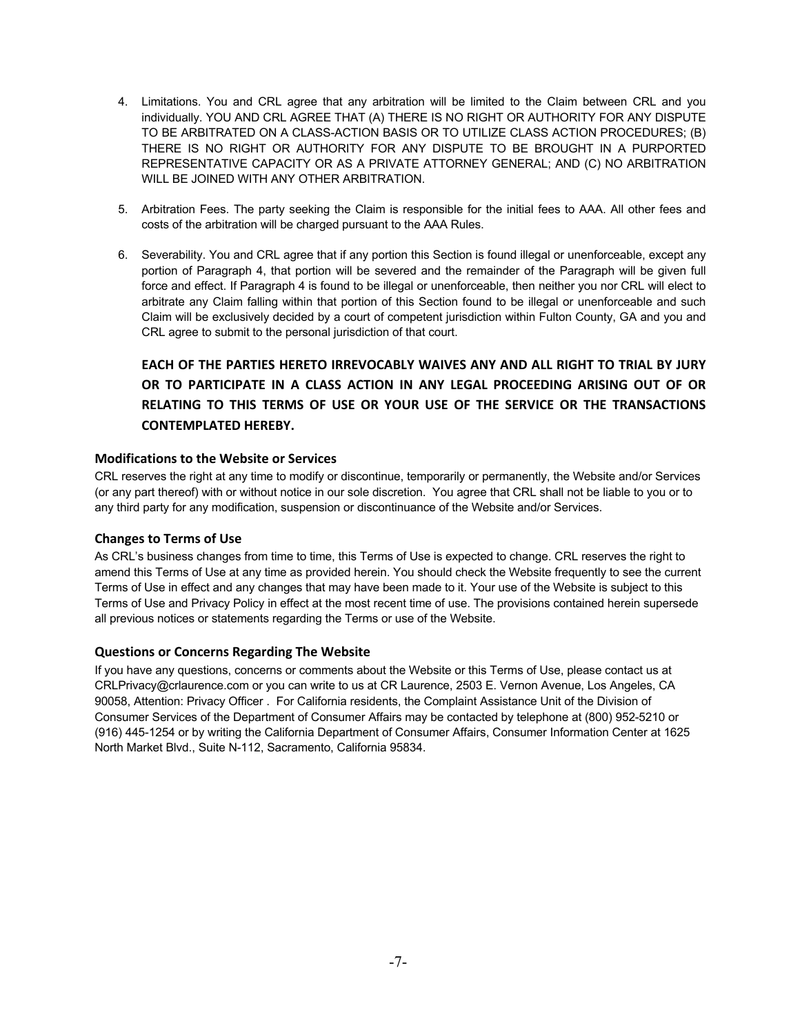4. Limitations. You and CRL agree that any arbitration will be limited to the Claim between CRL and you individually. YOU AND CRL AGREE THAT (A) THERE IS NO RIGHT OR AUTHORITY FOR ANY DISPUTE TO BE ARBITRATED ON A CLASS-ACTION BASIS OR TO UTILIZE CLASS ACTION PROCEDURES; (B) THERE IS NO RIGHT OR AUTHORITY FOR ANY DISPUTE TO BE BROUGHT IN A PURPORTED REPRESENTATIVE CAPACITY OR AS A PRIVATE ATTORNEY GENERAL; AND (C) NO ARBITRATION WILL BE JOINED WITH ANY OTHER ARBITRATION.

5. Arbitration Fees. The party seeking the Claim is responsible for the initial fees to AAA. All other fees and costs of the arbitration will be charged pursuant to the AAA Rules.

6. Severability. You and CRL agree that if any portion this Section is found illegal or unenforceable, except any portion of Paragraph 4, that portion will be severed and the remainder of the Paragraph will be given full force and effect. If Paragraph 4 is found to be illegal or unenforceable, then neither you nor CRL will elect to arbitrate any Claim falling within that portion of this Section found to be illegal or unenforceable and such Claim will be exclusively decided by a court of competent jurisdiction within Fulton County, GA and you and CRL agree to submit to the personal jurisdiction of that court.

   **EACH OF THE PARTIES HERETO IRREVOCABLY WAIVES ANY AND ALL RIGHT TO TRIAL BY JURY OR TO PARTICIPATE IN A CLASS ACTION IN ANY LEGAL PROCEEDING ARISING OUT OF OR RELATING TO THIS TERMS OF USE OR YOUR USE OF THE SERVICE OR THE TRANSACTIONS CONTEMPLATED HEREBY.**

### Modifications to the Website or Services

CRL reserves the right at any time to modify or discontinue, temporarily or permanently, the Website and/or Services (or any part thereof) with or without notice in our sole discretion. You agree that CRL shall not be liable to you or to any third party for any modification, suspension or discontinuance of the Website and/or Services.

### Changes to Terms of Use

As CRL's business changes from time to time, this Terms of Use is expected to change. CRL reserves the right to amend this Terms of Use at any time as provided herein. You should check the Website frequently to see the current Terms of Use in effect and any changes that may have been made to it. Your use of the Website is subject to this Terms of Use and Privacy Policy in effect at the most recent time of use. The provisions contained herein supersede all previous notices or statements regarding the Terms or use of the Website.

### Questions or Concerns Regarding The Website

If you have any questions, concerns or comments about the Website or this Terms of Use, please contact us at CRLPrivacy@crlaurence.com or you can write to us at CR Laurence, 2503 E. Vernon Avenue, Los Angeles, CA 90058, Attention: Privacy Officer . For California residents, the Complaint Assistance Unit of the Division of Consumer Services of the Department of Consumer Affairs may be contacted by telephone at (800) 952-5210 or (916) 445-1254 or by writing the California Department of Consumer Affairs, Consumer Information Center at 1625 North Market Blvd., Suite N-112, Sacramento, California 95834.